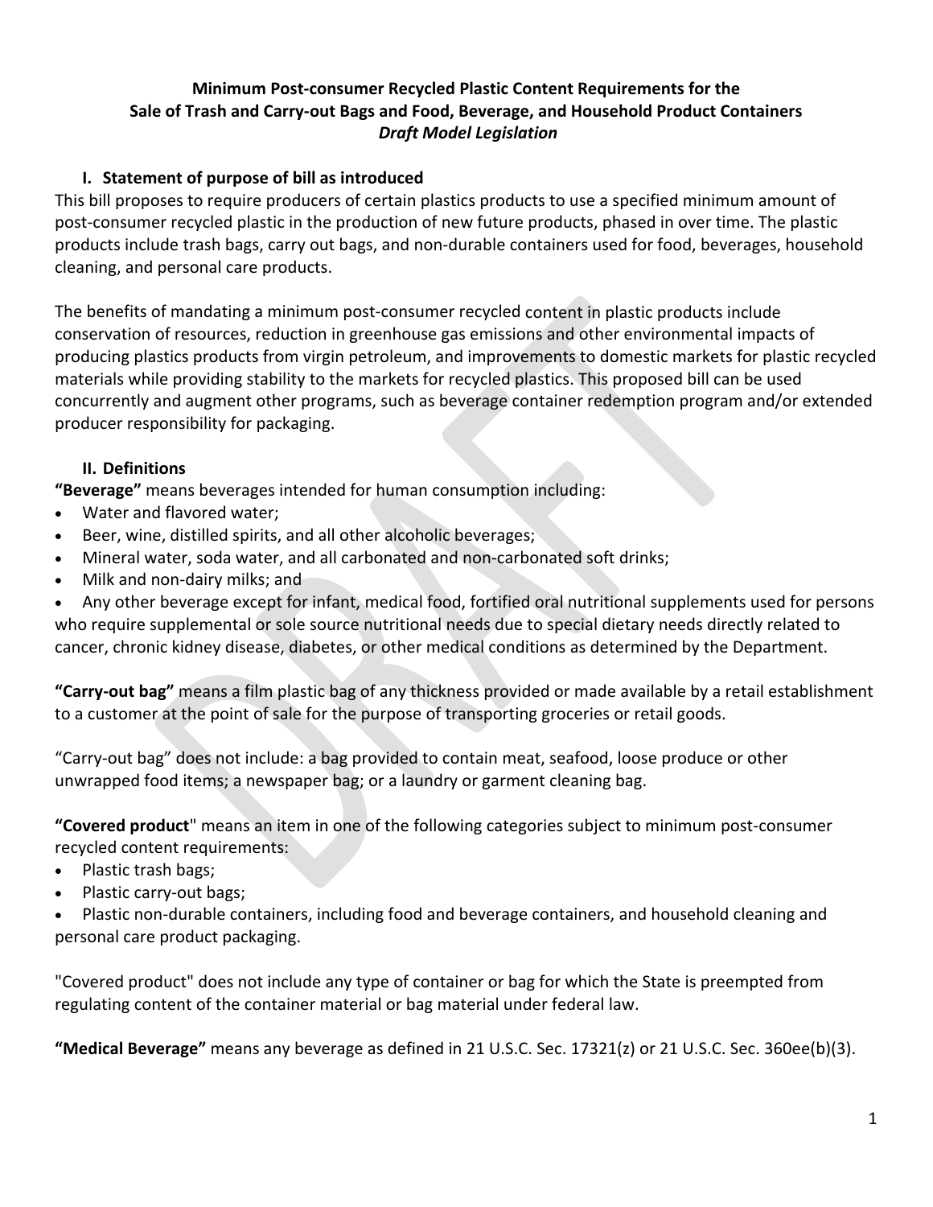**Minimum Post-consumer Recycled Plastic Content Requirements for the Sale of Trash and Carry-out Bags and Food, Beverage, and Household Product Containers**
***Draft Model Legislation***

## I. Statement of purpose of bill as introduced

This bill proposes to require producers of certain plastics products to use a specified minimum amount of post-consumer recycled plastic in the production of new future products, phased in over time. The plastic products include trash bags, carry out bags, and non-durable containers used for food, beverages, household cleaning, and personal care products.

The benefits of mandating a minimum post-consumer recycled content in plastic products include conservation of resources, reduction in greenhouse gas emissions and other environmental impacts of producing plastics products from virgin petroleum, and improvements to domestic markets for plastic recycled materials while providing stability to the markets for recycled plastics. This proposed bill can be used concurrently and augment other programs, such as beverage container redemption program and/or extended producer responsibility for packaging.

## II. Definitions

**"Beverage"** means beverages intended for human consumption including:

- Water and flavored water;
- Beer, wine, distilled spirits, and all other alcoholic beverages;
- Mineral water, soda water, and all carbonated and non-carbonated soft drinks;
- Milk and non-dairy milks; and
- Any other beverage except for infant, medical food, fortified oral nutritional supplements used for persons who require supplemental or sole source nutritional needs due to special dietary needs directly related to cancer, chronic kidney disease, diabetes, or other medical conditions as determined by the Department.

**"Carry-out bag"** means a film plastic bag of any thickness provided or made available by a retail establishment to a customer at the point of sale for the purpose of transporting groceries or retail goods.

"Carry-out bag" does not include: a bag provided to contain meat, seafood, loose produce or other unwrapped food items; a newspaper bag; or a laundry or garment cleaning bag.

**"Covered product"** means an item in one of the following categories subject to minimum post-consumer recycled content requirements:

- Plastic trash bags;
- Plastic carry-out bags;
- Plastic non-durable containers, including food and beverage containers, and household cleaning and personal care product packaging.

"Covered product" does not include any type of container or bag for which the State is preempted from regulating content of the container material or bag material under federal law.

**"Medical Beverage"** means any beverage as defined in 21 U.S.C. Sec. 17321(z) or 21 U.S.C. Sec. 360ee(b)(3).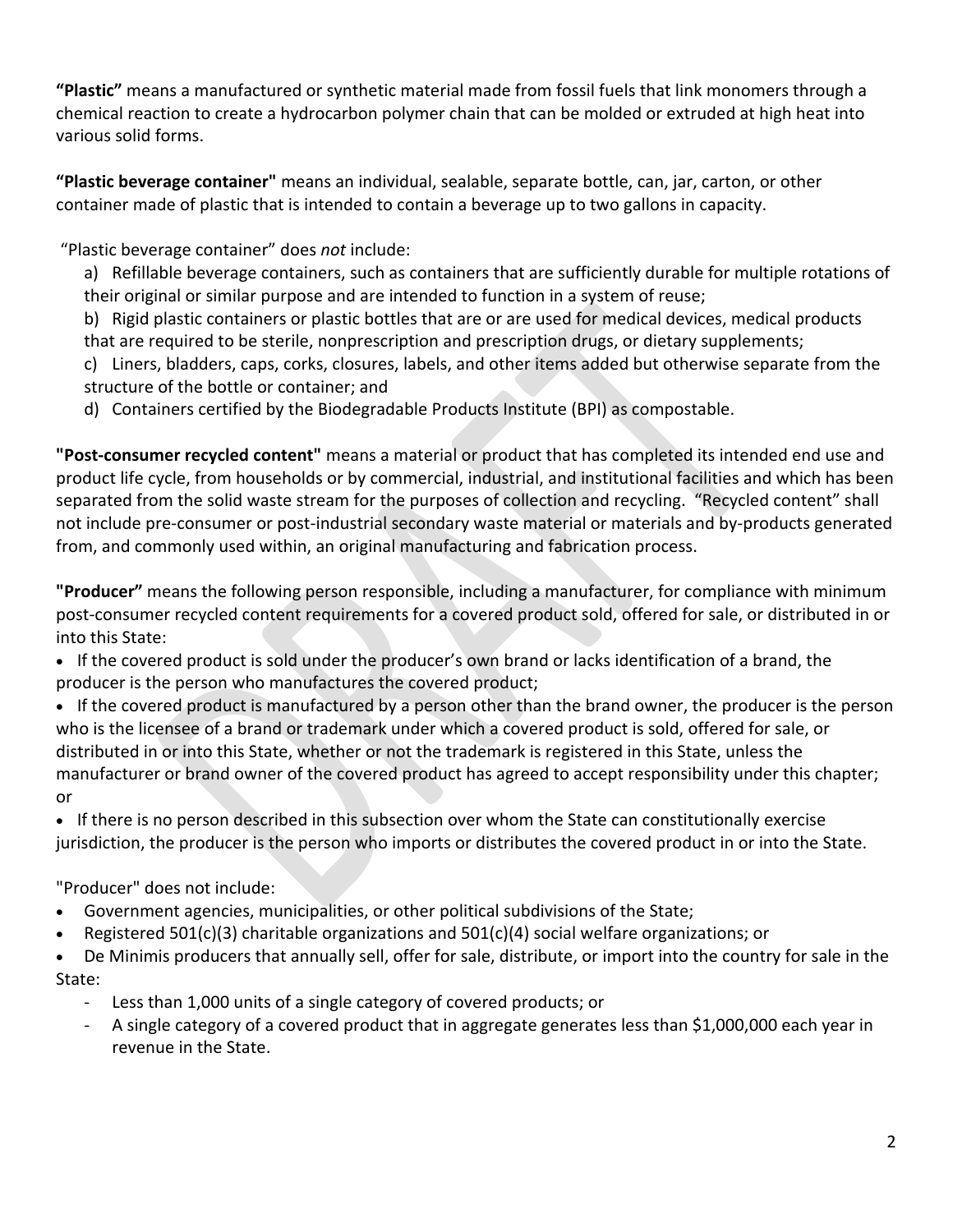**"Plastic"** means a manufactured or synthetic material made from fossil fuels that link monomers through a chemical reaction to create a hydrocarbon polymer chain that can be molded or extruded at high heat into various solid forms.

**"Plastic beverage container"** means an individual, sealable, separate bottle, can, jar, carton, or other container made of plastic that is intended to contain a beverage up to two gallons in capacity.

"Plastic beverage container" does *not* include:

a) Refillable beverage containers, such as containers that are sufficiently durable for multiple rotations of their original or similar purpose and are intended to function in a system of reuse;

b) Rigid plastic containers or plastic bottles that are or are used for medical devices, medical products that are required to be sterile, nonprescription and prescription drugs, or dietary supplements;

c) Liners, bladders, caps, corks, closures, labels, and other items added but otherwise separate from the structure of the bottle or container; and

d) Containers certified by the Biodegradable Products Institute (BPI) as compostable.

**"Post-consumer recycled content"** means a material or product that has completed its intended end use and product life cycle, from households or by commercial, industrial, and institutional facilities and which has been separated from the solid waste stream for the purposes of collection and recycling. "Recycled content" shall not include pre-consumer or post-industrial secondary waste material or materials and by-products generated from, and commonly used within, an original manufacturing and fabrication process.

**"Producer"** means the following person responsible, including a manufacturer, for compliance with minimum post-consumer recycled content requirements for a covered product sold, offered for sale, or distributed in or into this State:

- If the covered product is sold under the producer's own brand or lacks identification of a brand, the producer is the person who manufactures the covered product;
- If the covered product is manufactured by a person other than the brand owner, the producer is the person who is the licensee of a brand or trademark under which a covered product is sold, offered for sale, or distributed in or into this State, whether or not the trademark is registered in this State, unless the manufacturer or brand owner of the covered product has agreed to accept responsibility under this chapter; or
- If there is no person described in this subsection over whom the State can constitutionally exercise jurisdiction, the producer is the person who imports or distributes the covered product in or into the State.

"Producer" does not include:

- Government agencies, municipalities, or other political subdivisions of the State;
- Registered 501(c)(3) charitable organizations and 501(c)(4) social welfare organizations; or
- De Minimis producers that annually sell, offer for sale, distribute, or import into the country for sale in the State:
  - Less than 1,000 units of a single category of covered products; or
  - A single category of a covered product that in aggregate generates less than $1,000,000 each year in revenue in the State.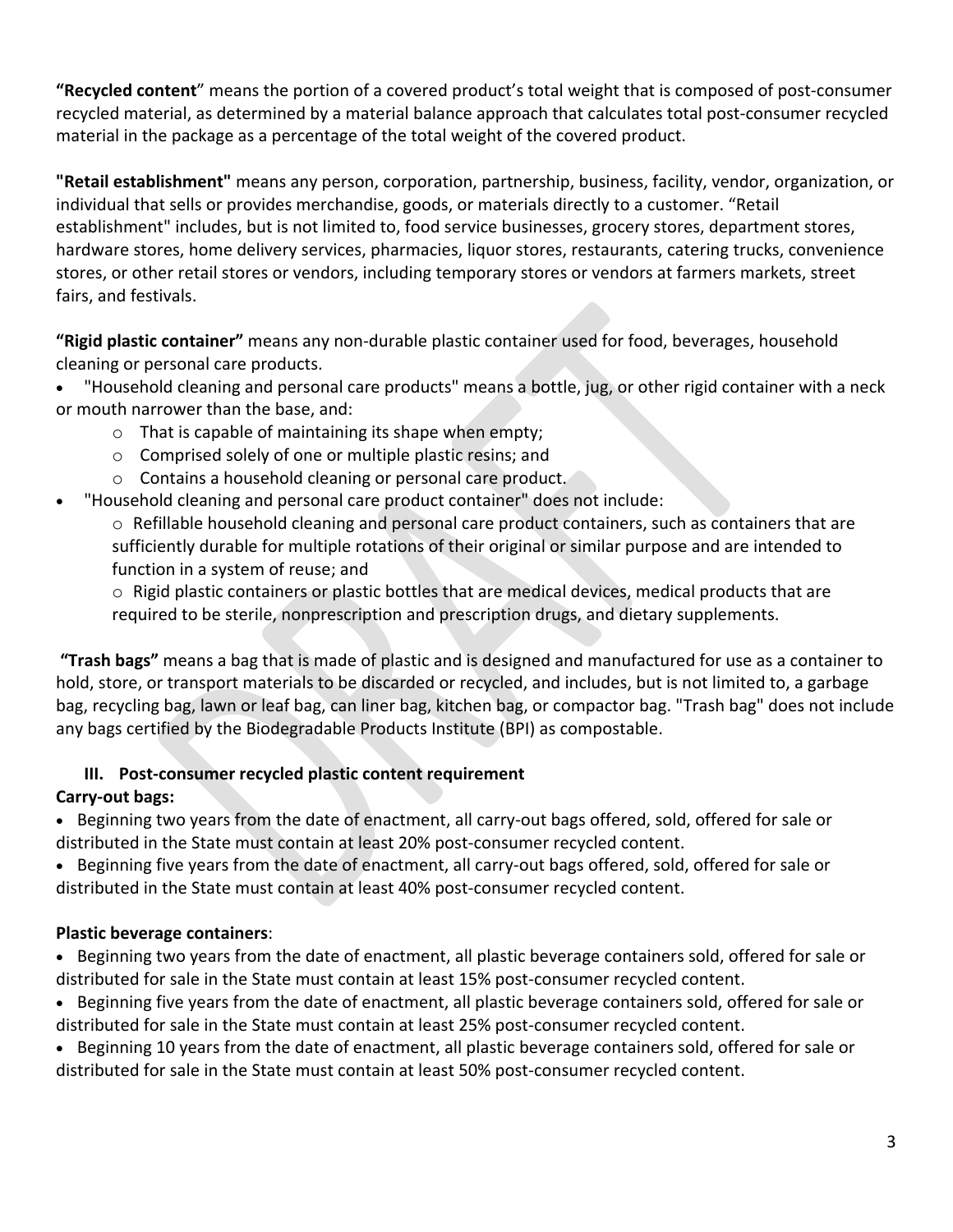**"Recycled content**" means the portion of a covered product's total weight that is composed of post-consumer recycled material, as determined by a material balance approach that calculates total post-consumer recycled material in the package as a percentage of the total weight of the covered product.

**"Retail establishment"** means any person, corporation, partnership, business, facility, vendor, organization, or individual that sells or provides merchandise, goods, or materials directly to a customer. "Retail establishment" includes, but is not limited to, food service businesses, grocery stores, department stores, hardware stores, home delivery services, pharmacies, liquor stores, restaurants, catering trucks, convenience stores, or other retail stores or vendors, including temporary stores or vendors at farmers markets, street fairs, and festivals.

**"Rigid plastic container"** means any non-durable plastic container used for food, beverages, household cleaning or personal care products.

- "Household cleaning and personal care products" means a bottle, jug, or other rigid container with a neck or mouth narrower than the base, and:
  - That is capable of maintaining its shape when empty;
  - Comprised solely of one or multiple plastic resins; and
  - Contains a household cleaning or personal care product.
- "Household cleaning and personal care product container" does not include:
  - Refillable household cleaning and personal care product containers, such as containers that are sufficiently durable for multiple rotations of their original or similar purpose and are intended to function in a system of reuse; and
  - Rigid plastic containers or plastic bottles that are medical devices, medical products that are required to be sterile, nonprescription and prescription drugs, and dietary supplements.

**"Trash bags"** means a bag that is made of plastic and is designed and manufactured for use as a container to hold, store, or transport materials to be discarded or recycled, and includes, but is not limited to, a garbage bag, recycling bag, lawn or leaf bag, can liner bag, kitchen bag, or compactor bag. "Trash bag" does not include any bags certified by the Biodegradable Products Institute (BPI) as compostable.

### III. Post-consumer recycled plastic content requirement

**Carry-out bags:**

- Beginning two years from the date of enactment, all carry-out bags offered, sold, offered for sale or distributed in the State must contain at least 20% post-consumer recycled content.
- Beginning five years from the date of enactment, all carry-out bags offered, sold, offered for sale or distributed in the State must contain at least 40% post-consumer recycled content.

**Plastic beverage containers**:

- Beginning two years from the date of enactment, all plastic beverage containers sold, offered for sale or distributed for sale in the State must contain at least 15% post-consumer recycled content.
- Beginning five years from the date of enactment, all plastic beverage containers sold, offered for sale or distributed for sale in the State must contain at least 25% post-consumer recycled content.
- Beginning 10 years from the date of enactment, all plastic beverage containers sold, offered for sale or distributed for sale in the State must contain at least 50% post-consumer recycled content.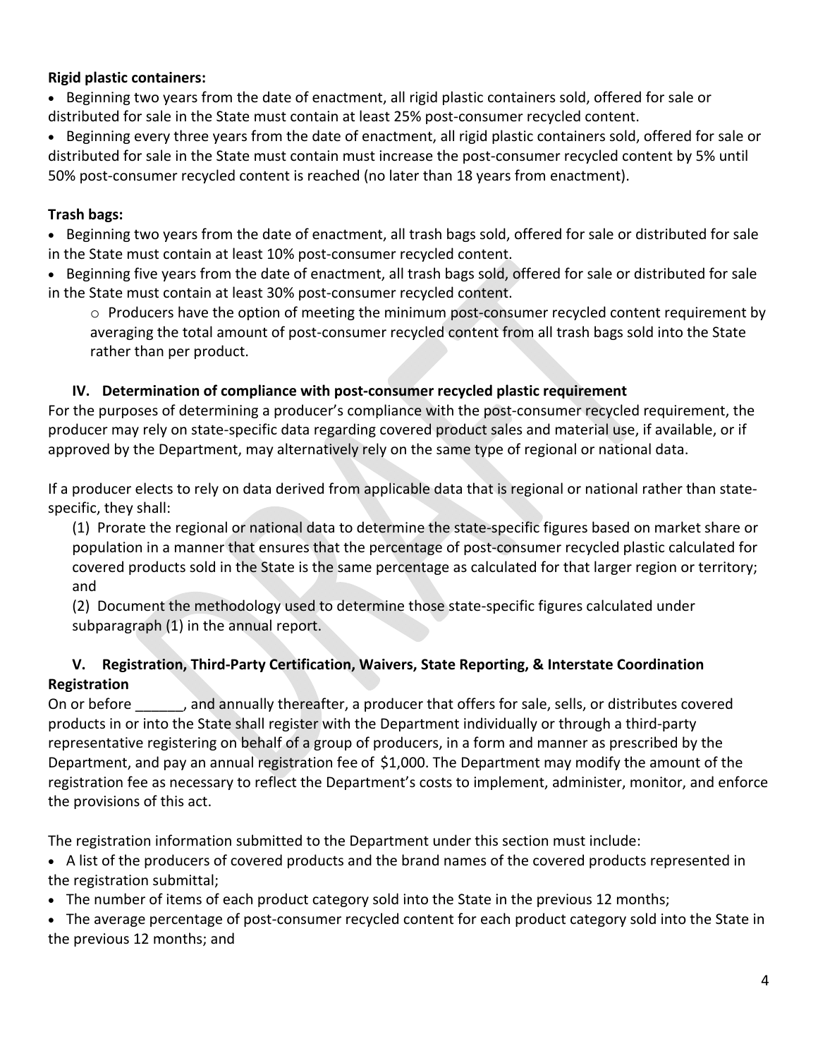**Rigid plastic containers:**

- Beginning two years from the date of enactment, all rigid plastic containers sold, offered for sale or distributed for sale in the State must contain at least 25% post-consumer recycled content.
- Beginning every three years from the date of enactment, all rigid plastic containers sold, offered for sale or distributed for sale in the State must contain must increase the post-consumer recycled content by 5% until 50% post-consumer recycled content is reached (no later than 18 years from enactment).

**Trash bags:**

- Beginning two years from the date of enactment, all trash bags sold, offered for sale or distributed for sale in the State must contain at least 10% post-consumer recycled content.
- Beginning five years from the date of enactment, all trash bags sold, offered for sale or distributed for sale in the State must contain at least 30% post-consumer recycled content.
  - Producers have the option of meeting the minimum post-consumer recycled content requirement by averaging the total amount of post-consumer recycled content from all trash bags sold into the State rather than per product.

### IV. Determination of compliance with post-consumer recycled plastic requirement

For the purposes of determining a producer's compliance with the post-consumer recycled requirement, the producer may rely on state-specific data regarding covered product sales and material use, if available, or if approved by the Department, may alternatively rely on the same type of regional or national data.

If a producer elects to rely on data derived from applicable data that is regional or national rather than state-specific, they shall:

(1) Prorate the regional or national data to determine the state-specific figures based on market share or population in a manner that ensures that the percentage of post-consumer recycled plastic calculated for covered products sold in the State is the same percentage as calculated for that larger region or territory; and

(2) Document the methodology used to determine those state-specific figures calculated under subparagraph (1) in the annual report.

### V. Registration, Third-Party Certification, Waivers, State Reporting, & Interstate Coordination

**Registration**

On or before ______, and annually thereafter, a producer that offers for sale, sells, or distributes covered products in or into the State shall register with the Department individually or through a third-party representative registering on behalf of a group of producers, in a form and manner as prescribed by the Department, and pay an annual registration fee of $1,000. The Department may modify the amount of the registration fee as necessary to reflect the Department's costs to implement, administer, monitor, and enforce the provisions of this act.

The registration information submitted to the Department under this section must include:

- A list of the producers of covered products and the brand names of the covered products represented in the registration submittal;
- The number of items of each product category sold into the State in the previous 12 months;
- The average percentage of post-consumer recycled content for each product category sold into the State in the previous 12 months; and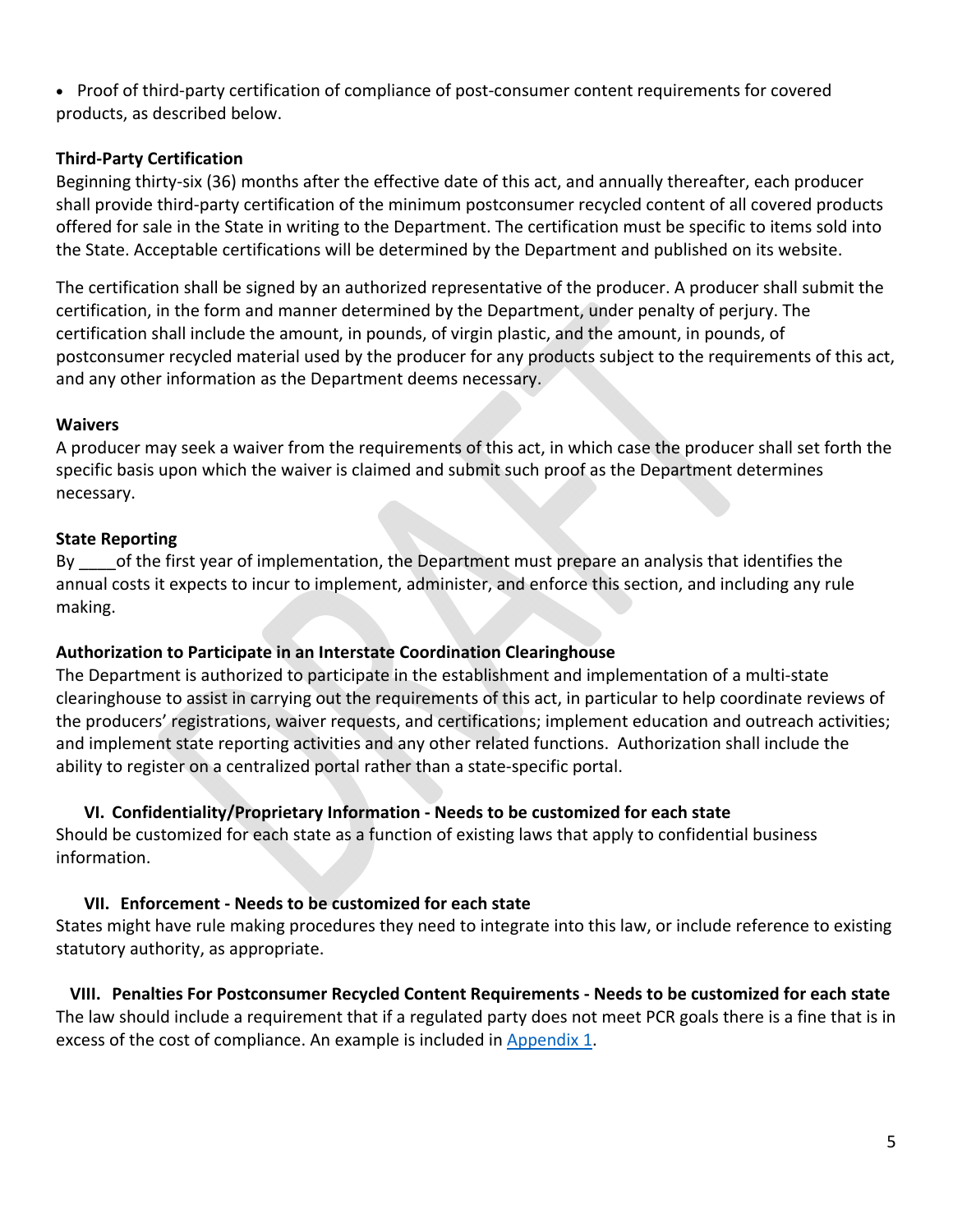- Proof of third-party certification of compliance of post-consumer content requirements for covered products, as described below.

**Third-Party Certification**

Beginning thirty-six (36) months after the effective date of this act, and annually thereafter, each producer shall provide third-party certification of the minimum postconsumer recycled content of all covered products offered for sale in the State in writing to the Department. The certification must be specific to items sold into the State. Acceptable certifications will be determined by the Department and published on its website.

The certification shall be signed by an authorized representative of the producer. A producer shall submit the certification, in the form and manner determined by the Department, under penalty of perjury. The certification shall include the amount, in pounds, of virgin plastic, and the amount, in pounds, of postconsumer recycled material used by the producer for any products subject to the requirements of this act, and any other information as the Department deems necessary.

**Waivers**

A producer may seek a waiver from the requirements of this act, in which case the producer shall set forth the specific basis upon which the waiver is claimed and submit such proof as the Department determines necessary.

**State Reporting**

By ____of the first year of implementation, the Department must prepare an analysis that identifies the annual costs it expects to incur to implement, administer, and enforce this section, and including any rule making.

**Authorization to Participate in an Interstate Coordination Clearinghouse**

The Department is authorized to participate in the establishment and implementation of a multi-state clearinghouse to assist in carrying out the requirements of this act, in particular to help coordinate reviews of the producers' registrations, waiver requests, and certifications; implement education and outreach activities; and implement state reporting activities and any other related functions. Authorization shall include the ability to register on a centralized portal rather than a state-specific portal.

### VI. Confidentiality/Proprietary Information - Needs to be customized for each state

Should be customized for each state as a function of existing laws that apply to confidential business information.

### VII. Enforcement - Needs to be customized for each state

States might have rule making procedures they need to integrate into this law, or include reference to existing statutory authority, as appropriate.

### VIII. Penalties For Postconsumer Recycled Content Requirements - Needs to be customized for each state

The law should include a requirement that if a regulated party does not meet PCR goals there is a fine that is in excess of the cost of compliance. An example is included in Appendix 1.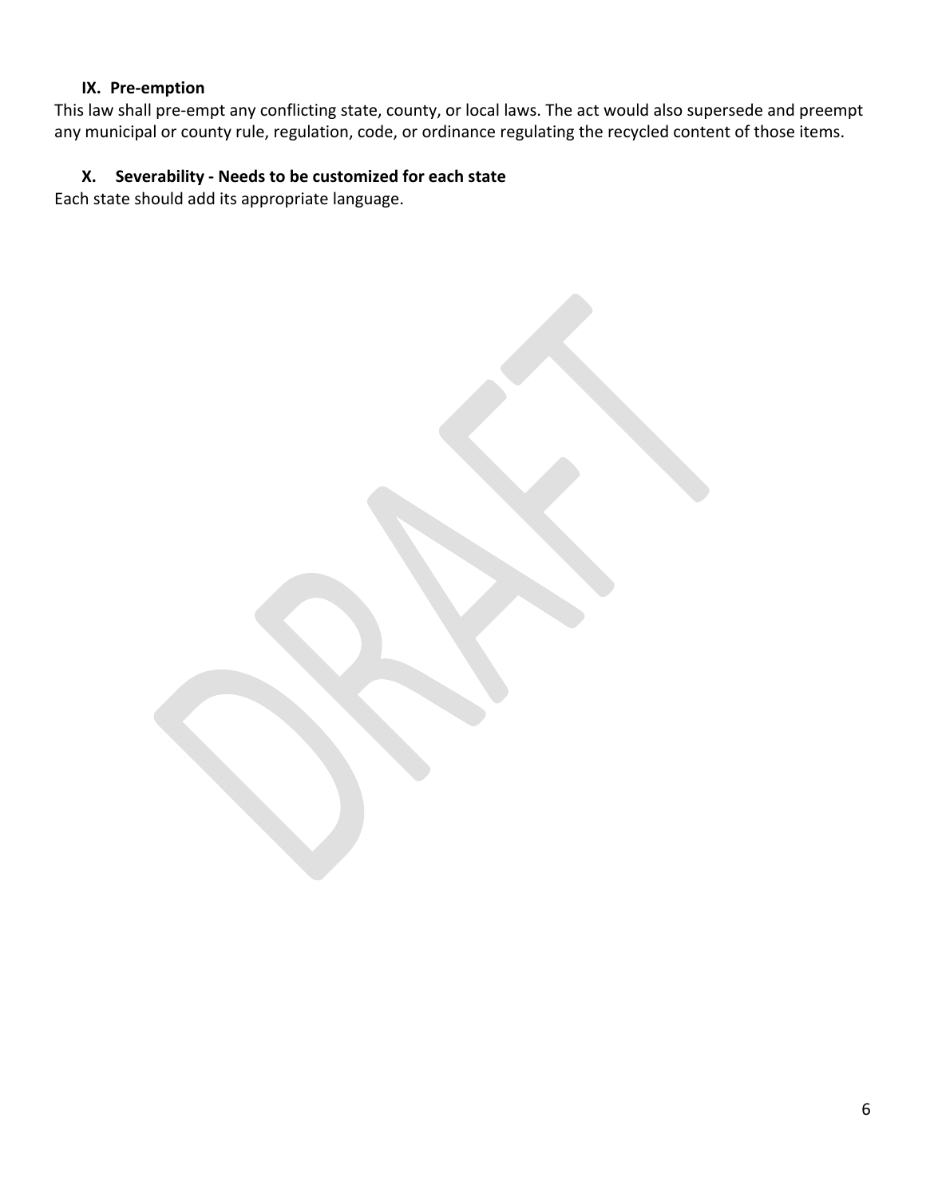### IX. Pre-emption

This law shall pre-empt any conflicting state, county, or local laws. The act would also supersede and preempt any municipal or county rule, regulation, code, or ordinance regulating the recycled content of those items.

### X. Severability - Needs to be customized for each state

Each state should add its appropriate language.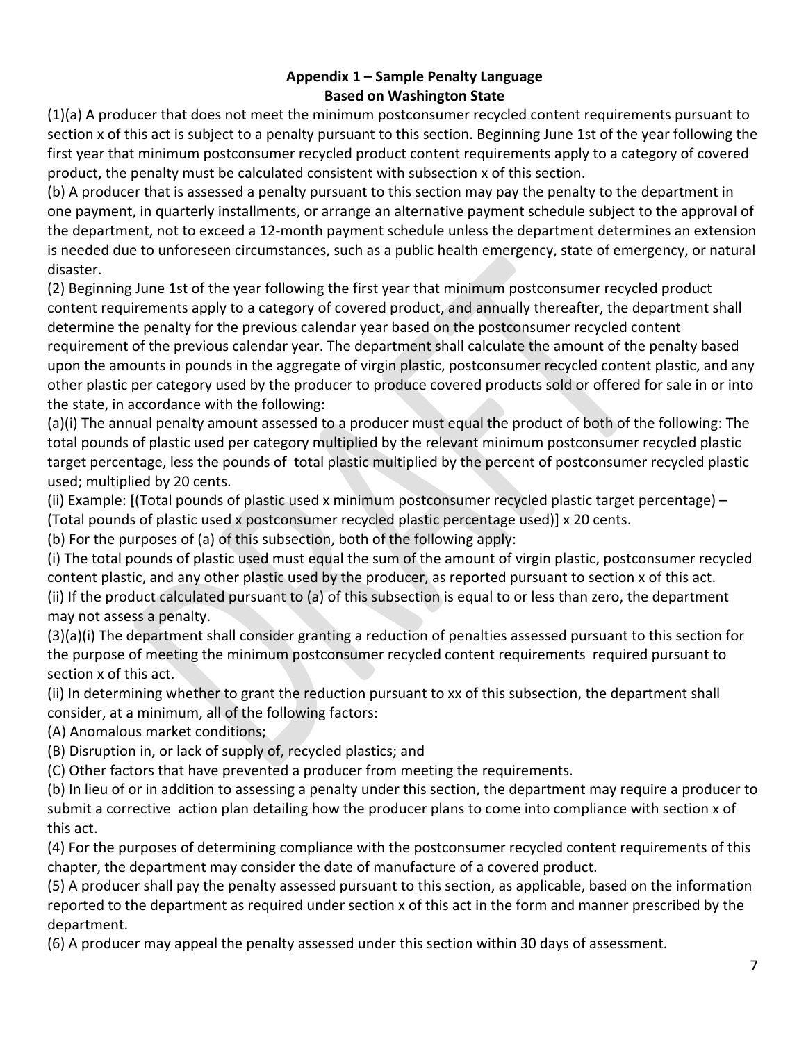**Appendix 1 – Sample Penalty Language**
**Based on Washington State**

(1)(a) A producer that does not meet the minimum postconsumer recycled content requirements pursuant to section x of this act is subject to a penalty pursuant to this section. Beginning June 1st of the year following the first year that minimum postconsumer recycled product content requirements apply to a category of covered product, the penalty must be calculated consistent with subsection x of this section.

(b) A producer that is assessed a penalty pursuant to this section may pay the penalty to the department in one payment, in quarterly installments, or arrange an alternative payment schedule subject to the approval of the department, not to exceed a 12-month payment schedule unless the department determines an extension is needed due to unforeseen circumstances, such as a public health emergency, state of emergency, or natural disaster.

(2) Beginning June 1st of the year following the first year that minimum postconsumer recycled product content requirements apply to a category of covered product, and annually thereafter, the department shall determine the penalty for the previous calendar year based on the postconsumer recycled content requirement of the previous calendar year. The department shall calculate the amount of the penalty based upon the amounts in pounds in the aggregate of virgin plastic, postconsumer recycled content plastic, and any other plastic per category used by the producer to produce covered products sold or offered for sale in or into the state, in accordance with the following:

(a)(i) The annual penalty amount assessed to a producer must equal the product of both of the following: The total pounds of plastic used per category multiplied by the relevant minimum postconsumer recycled plastic target percentage, less the pounds of total plastic multiplied by the percent of postconsumer recycled plastic used; multiplied by 20 cents.

(ii) Example: [(Total pounds of plastic used x minimum postconsumer recycled plastic target percentage) – (Total pounds of plastic used x postconsumer recycled plastic percentage used)] x 20 cents.

(b) For the purposes of (a) of this subsection, both of the following apply:

(i) The total pounds of plastic used must equal the sum of the amount of virgin plastic, postconsumer recycled content plastic, and any other plastic used by the producer, as reported pursuant to section x of this act.

(ii) If the product calculated pursuant to (a) of this subsection is equal to or less than zero, the department may not assess a penalty.

(3)(a)(i) The department shall consider granting a reduction of penalties assessed pursuant to this section for the purpose of meeting the minimum postconsumer recycled content requirements required pursuant to section x of this act.

(ii) In determining whether to grant the reduction pursuant to xx of this subsection, the department shall consider, at a minimum, all of the following factors:

(A) Anomalous market conditions;

(B) Disruption in, or lack of supply of, recycled plastics; and

(C) Other factors that have prevented a producer from meeting the requirements.

(b) In lieu of or in addition to assessing a penalty under this section, the department may require a producer to submit a corrective action plan detailing how the producer plans to come into compliance with section x of this act.

(4) For the purposes of determining compliance with the postconsumer recycled content requirements of this chapter, the department may consider the date of manufacture of a covered product.

(5) A producer shall pay the penalty assessed pursuant to this section, as applicable, based on the information reported to the department as required under section x of this act in the form and manner prescribed by the department.

(6) A producer may appeal the penalty assessed under this section within 30 days of assessment.